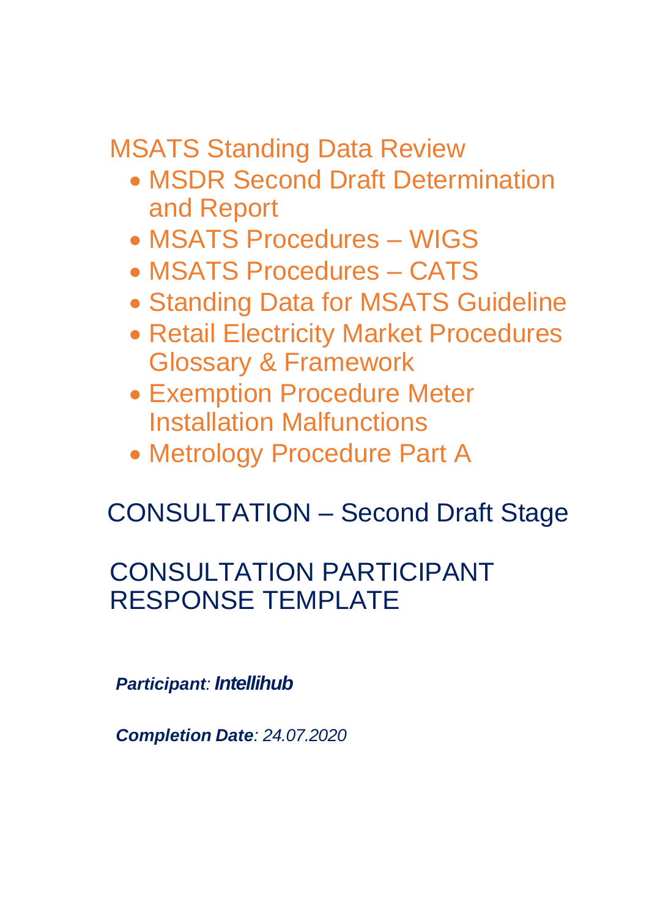# MSATS Standing Data Review

- MSDR Second Draft Determination and Report
- MSATS Procedures – WIGS
- MSATS Procedures – CATS
- Standing Data for MSATS Guideline
- Retail Electricity Market Procedures Glossary & Framework
- Exemption Procedure Meter Installation Malfunctions
- Metrology Procedure Part A

## CONSULTATION – Second Draft Stage

## CONSULTATION PARTICIPANT RESPONSE TEMPLATE

***Participant**: **Intellihub***

***Completion Date**: 24.07.2020*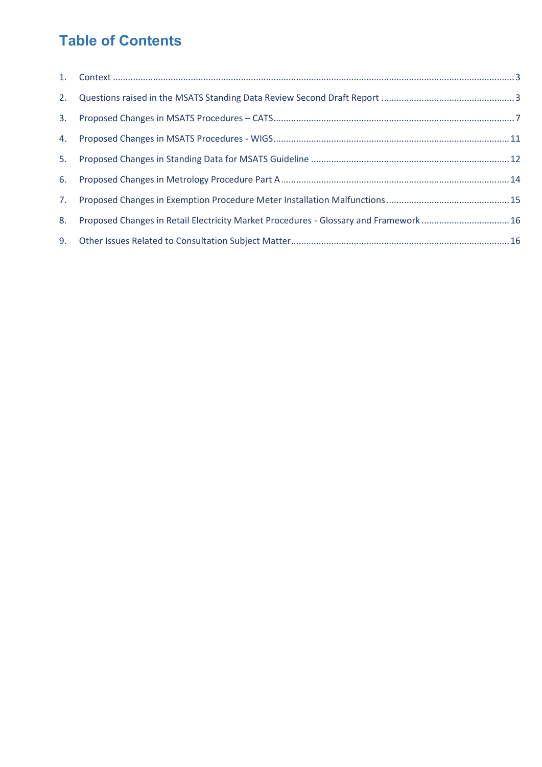# Table of Contents

1. Context ........................................................................................................................................................ 3
2. Questions raised in the MSATS Standing Data Review Second Draft Report ...................................................... 3
3. Proposed Changes in MSATS Procedures – CATS ................................................................................................ 7
4. Proposed Changes in MSATS Procedures - WIGS ............................................................................................. 11
5. Proposed Changes in Standing Data for MSATS Guideline ................................................................................ 12
6. Proposed Changes in Metrology Procedure Part A ............................................................................................ 14
7. Proposed Changes in Exemption Procedure Meter Installation Malfunctions ................................................... 15
8. Proposed Changes in Retail Electricity Market Procedures - Glossary and Framework ..................................... 16
9. Other Issues Related to Consultation Subject Matter ........................................................................................ 16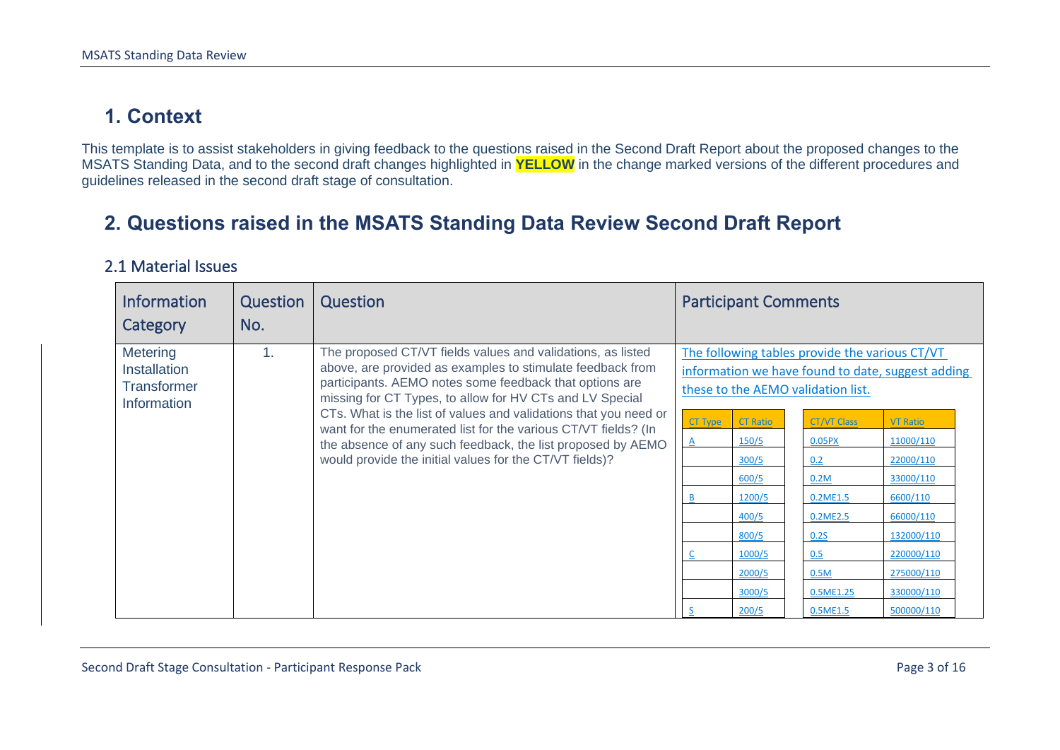# 1. Context

This template is to assist stakeholders in giving feedback to the questions raised in the Second Draft Report about the proposed changes to the MSATS Standing Data, and to the second draft changes highlighted in **YELLOW** in the change marked versions of the different procedures and guidelines released in the second draft stage of consultation.

# 2. Questions raised in the MSATS Standing Data Review Second Draft Report

## 2.1 Material Issues

| Information Category | Question No. | Question | Participant Comments |
|---|---|---|---|
| Metering Installation Transformer Information | 1. | The proposed CT/VT fields values and validations, as listed above, are provided as examples to stimulate feedback from participants. AEMO notes some feedback that options are missing for CT Types, to allow for HV CTs and LV Special CTs. What is the list of values and validations that you need or want for the enumerated list for the various CT/VT fields? (In the absence of any such feedback, the list proposed by AEMO would provide the initial values for the CT/VT fields)? | The following tables provide the various CT/VT information we have found to date, suggest adding these to the AEMO validation list. |

| CT Type | CT Ratio |
|---|---|
| A | 150/5 |
| | 300/5 |
| | 600/5 |
| B | 1200/5 |
| | 400/5 |
| | 800/5 |
| C | 1000/5 |
| | 2000/5 |
| | 3000/5 |
| S | 200/5 |

| CT/VT Class | VT Ratio |
|---|---|
| 0.05PX | 11000/110 |
| 0.2 | 22000/110 |
| 0.2M | 33000/110 |
| 0.2ME1.5 | 6600/110 |
| 0.2ME2.5 | 66000/110 |
| 0.2S | 132000/110 |
| 0.5 | 220000/110 |
| 0.5M | 275000/110 |
| 0.5ME1.25 | 330000/110 |
| 0.5ME1.5 | 500000/110 |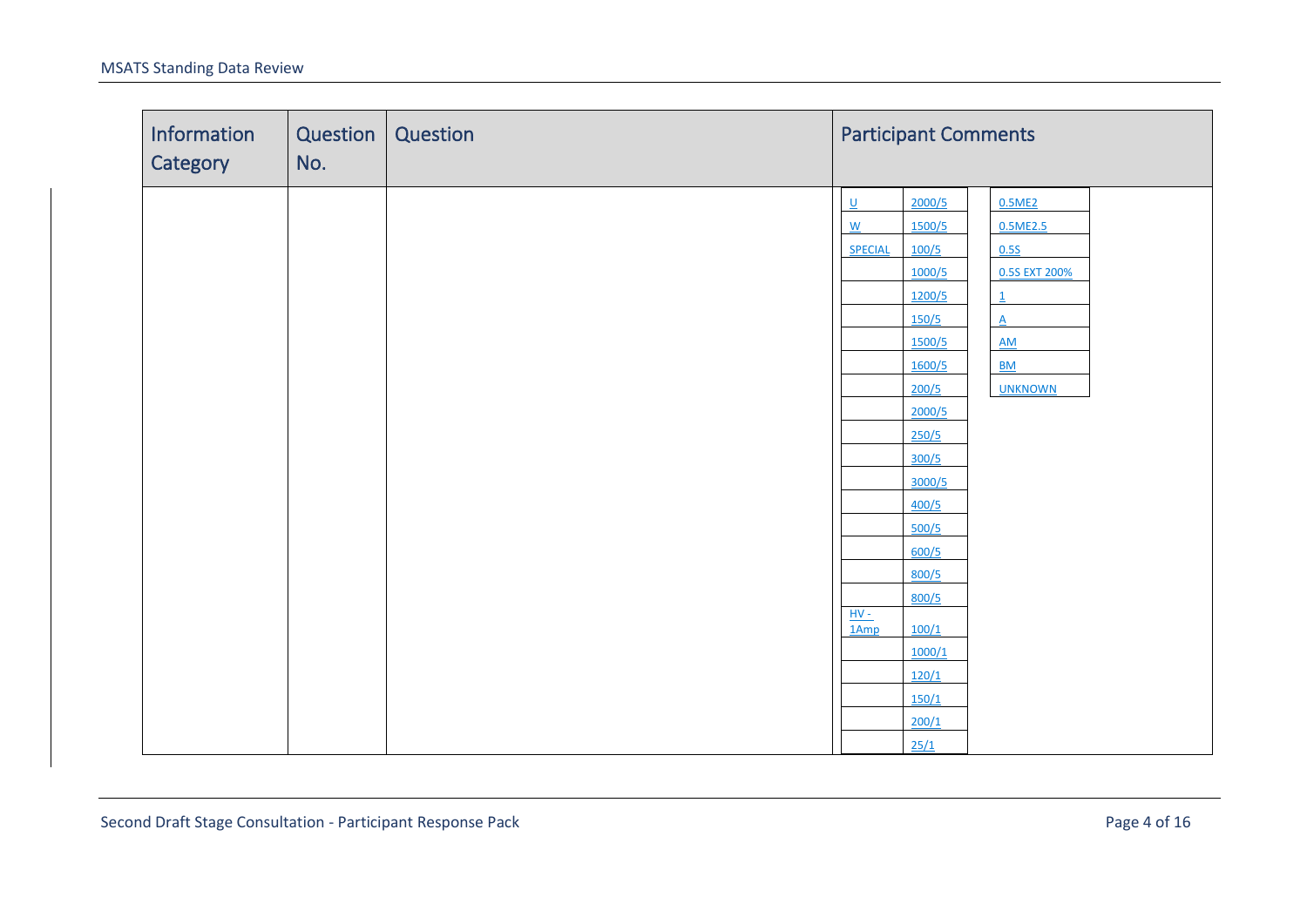| Information Category | Question No. | Question | Participant Comments |
|---|---|---|---|
| | | | |

| | | | |
|---|---|---|---|
| U | 2000/5 | | 0.5ME2 |
| W | 1500/5 | | 0.5ME2.5 |
| SPECIAL | 100/5 | | 0.5S |
| | 1000/5 | | 0.5S EXT 200% |
| | 1200/5 | | 1 |
| | 150/5 | | A |
| | 1500/5 | | AM |
| | 1600/5 | | BM |
| | 200/5 | | UNKNOWN |
| | 2000/5 | | |
| | 250/5 | | |
| | 300/5 | | |
| | 3000/5 | | |
| | 400/5 | | |
| | 500/5 | | |
| | 600/5 | | |
| | 800/5 | | |
| | 800/5 | | |
| HV - 1Amp | 100/1 | | |
| | 1000/1 | | |
| | 120/1 | | |
| | 150/1 | | |
| | 200/1 | | |
| | 25/1 | | |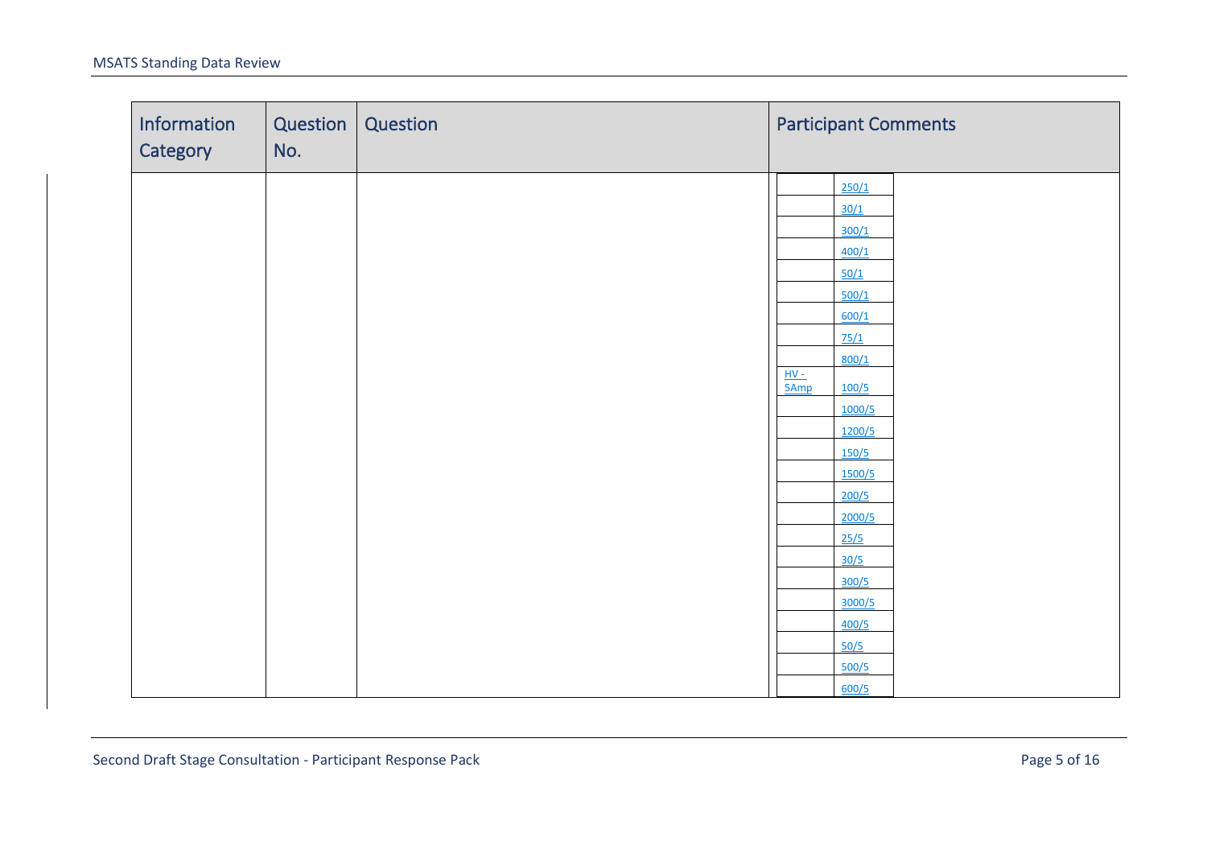| Information Category | Question No. | Question | Participant Comments | |
|---|---|---|---|---|
| | | | | 250/1 |
| | | | | 30/1 |
| | | | | 300/1 |
| | | | | 400/1 |
| | | | | 50/1 |
| | | | | 500/1 |
| | | | | 600/1 |
| | | | | 75/1 |
| | | | | 800/1 |
| | | | HV - 5Amp | 100/5 |
| | | | | 1000/5 |
| | | | | 1200/5 |
| | | | | 150/5 |
| | | | | 1500/5 |
| | | | | 200/5 |
| | | | | 2000/5 |
| | | | | 25/5 |
| | | | | 30/5 |
| | | | | 300/5 |
| | | | | 3000/5 |
| | | | | 400/5 |
| | | | | 50/5 |
| | | | | 500/5 |
| | | | | 600/5 |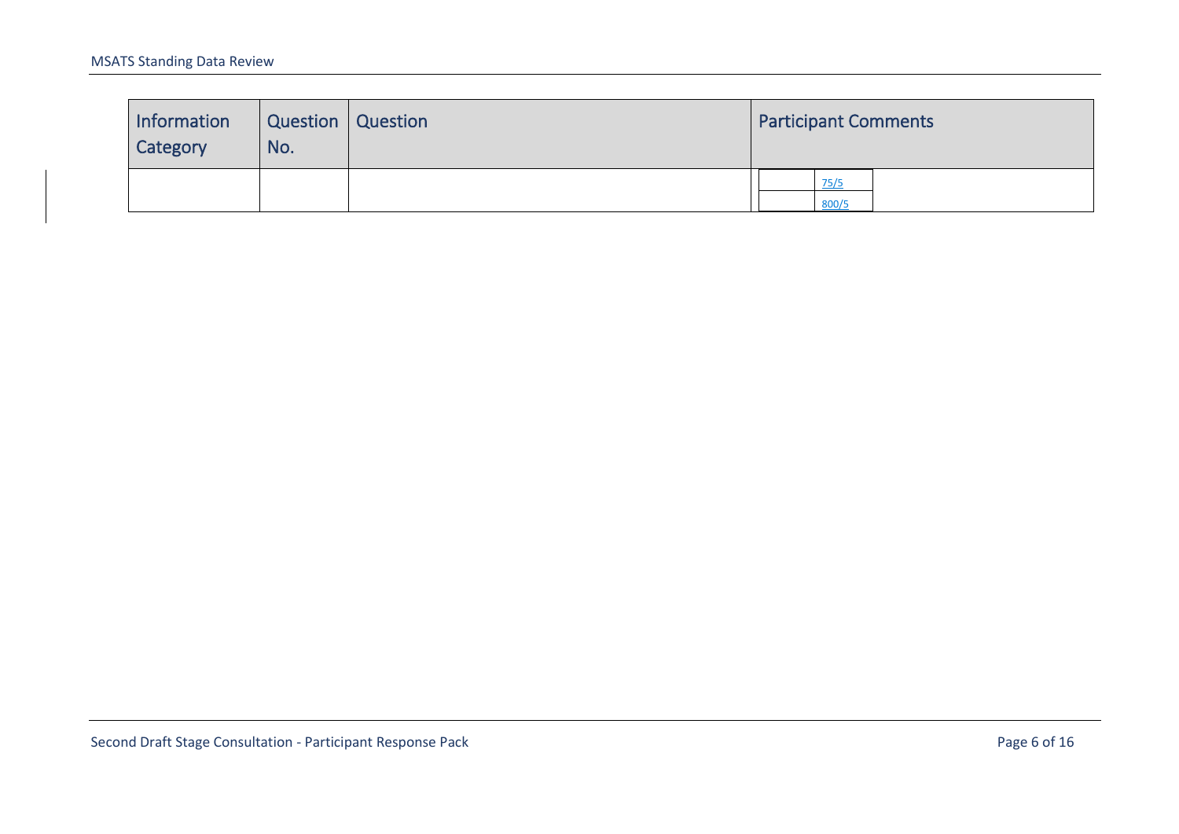| Information Category | Question No. | Question | Participant Comments |
|---|---|---|---|
| | | | 75/5<br>800/5 |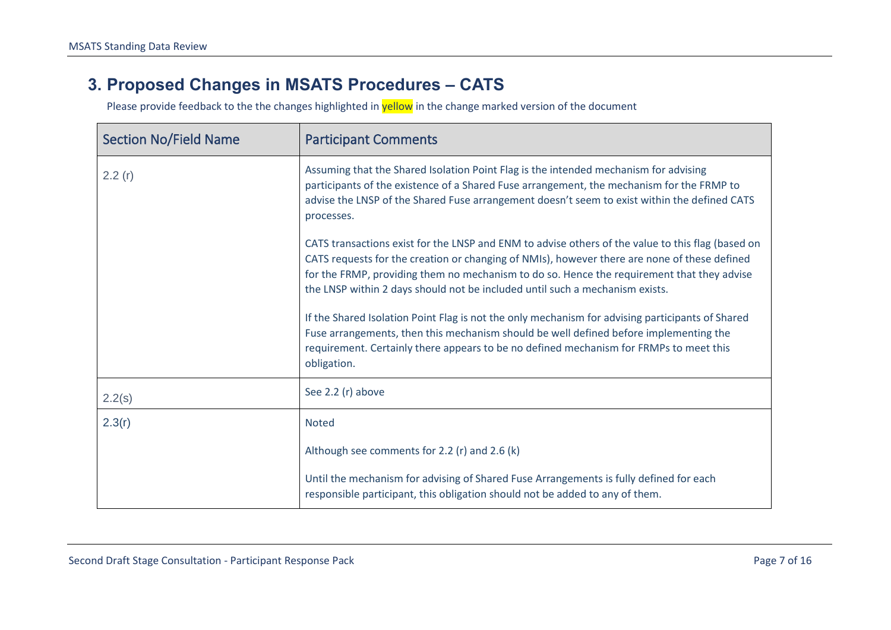## 3. Proposed Changes in MSATS Procedures – CATS

Please provide feedback to the the changes highlighted in yellow in the change marked version of the document

| Section No/Field Name | Participant Comments |
| --- | --- |
| 2.2 (r) | Assuming that the Shared Isolation Point Flag is the intended mechanism for advising participants of the existence of a Shared Fuse arrangement, the mechanism for the FRMP to advise the LNSP of the Shared Fuse arrangement doesn't seem to exist within the defined CATS processes.<br><br>CATS transactions exist for the LNSP and ENM to advise others of the value to this flag (based on CATS requests for the creation or changing of NMIs), however there are none of these defined for the FRMP, providing them no mechanism to do so. Hence the requirement that they advise the LNSP within 2 days should not be included until such a mechanism exists.<br><br>If the Shared Isolation Point Flag is not the only mechanism for advising participants of Shared Fuse arrangements, then this mechanism should be well defined before implementing the requirement. Certainly there appears to be no defined mechanism for FRMPs to meet this obligation. |
| 2.2(s) | See 2.2 (r) above |
| 2.3(r) | Noted<br><br>Although see comments for 2.2 (r) and 2.6 (k)<br><br>Until the mechanism for advising of Shared Fuse Arrangements is fully defined for each responsible participant, this obligation should not be added to any of them. |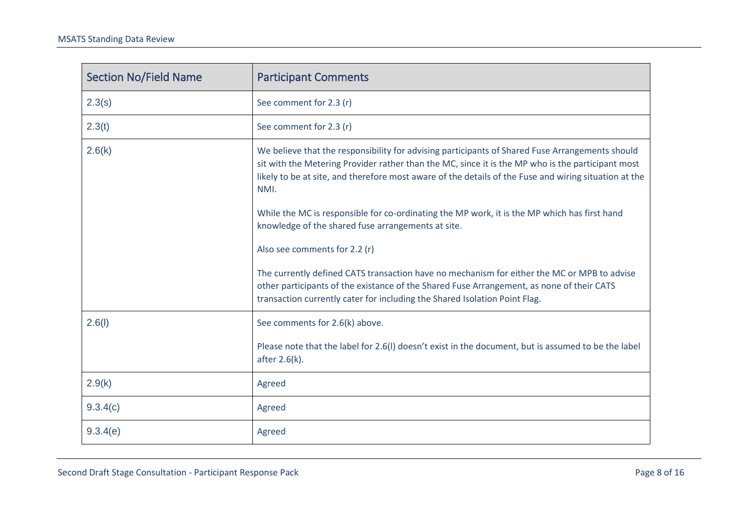| Section No/Field Name | Participant Comments |
| --- | --- |
| 2.3(s) | See comment for 2.3 (r) |
| 2.3(t) | See comment for 2.3 (r) |
| 2.6(k) | We believe that the responsibility for advising participants of Shared Fuse Arrangements should sit with the Metering Provider rather than the MC, since it is the MP who is the participant most likely to be at site, and therefore most aware of the details of the Fuse and wiring situation at the NMI.<br><br>While the MC is responsible for co-ordinating the MP work, it is the MP which has first hand knowledge of the shared fuse arrangements at site.<br><br>Also see comments for 2.2 (r)<br><br>The currently defined CATS transaction have no mechanism for either the MC or MPB to advise other participants of the existance of the Shared Fuse Arrangement, as none of their CATS transaction currently cater for including the Shared Isolation Point Flag. |
| 2.6(l) | See comments for 2.6(k) above.<br><br>Please note that the label for 2.6(l) doesn't exist in the document, but is assumed to be the label after 2.6(k). |
| 2.9(k) | Agreed |
| 9.3.4(c) | Agreed |
| 9.3.4(e) | Agreed |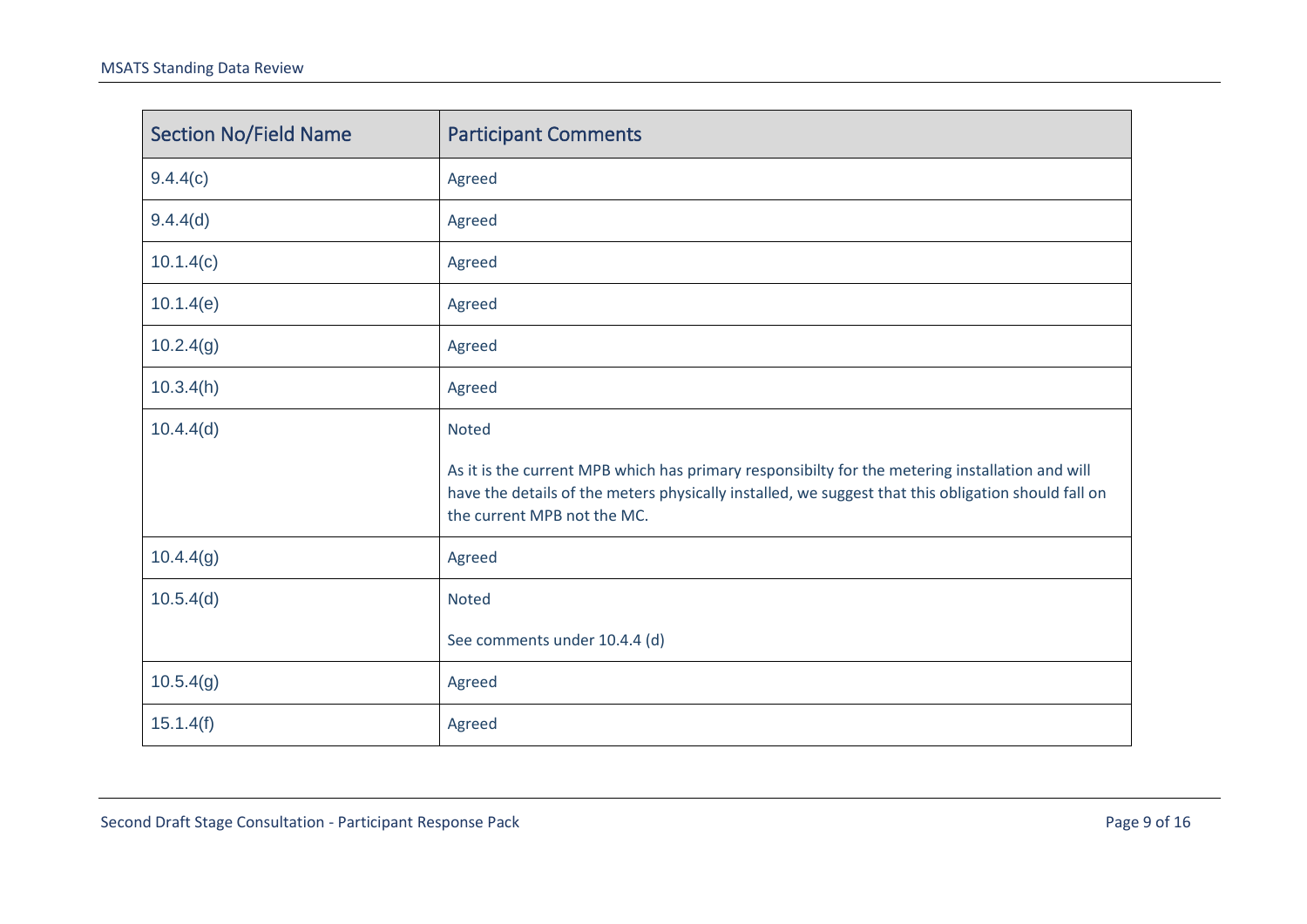| Section No/Field Name | Participant Comments |
|---|---|
| 9.4.4(c) | Agreed |
| 9.4.4(d) | Agreed |
| 10.1.4(c) | Agreed |
| 10.1.4(e) | Agreed |
| 10.2.4(g) | Agreed |
| 10.3.4(h) | Agreed |
| 10.4.4(d) | Noted<br><br>As it is the current MPB which has primary responsibilty for the metering installation and will have the details of the meters physically installed, we suggest that this obligation should fall on the current MPB not the MC. |
| 10.4.4(g) | Agreed |
| 10.5.4(d) | Noted<br><br>See comments under 10.4.4 (d) |
| 10.5.4(g) | Agreed |
| 15.1.4(f) | Agreed |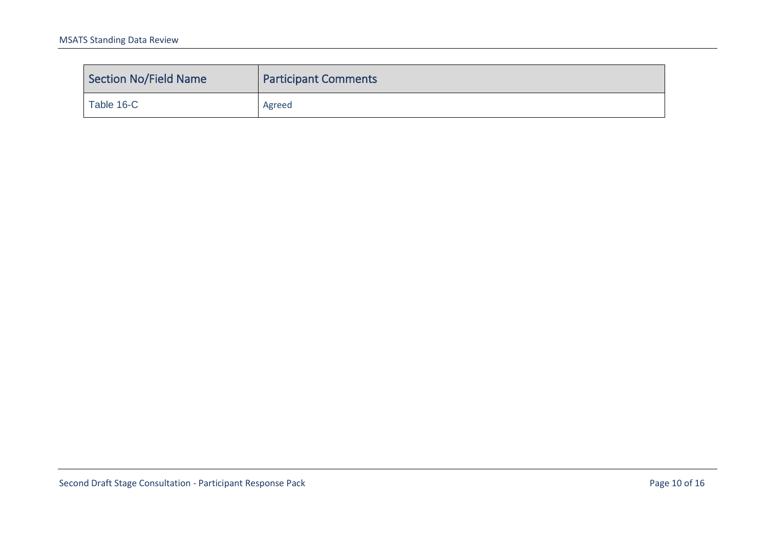| Section No/Field Name | Participant Comments |
|---|---|
| Table 16-C | Agreed |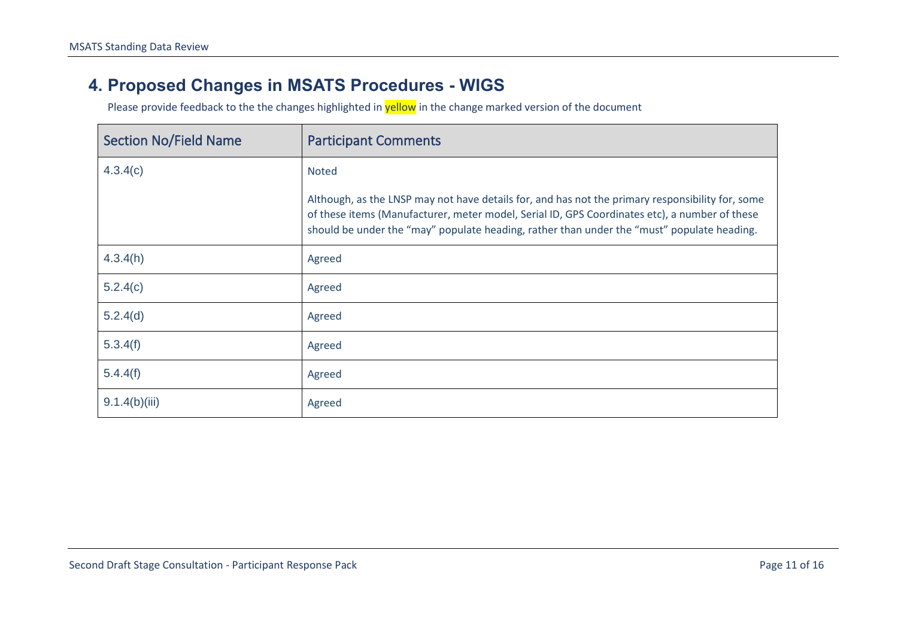## 4. Proposed Changes in MSATS Procedures - WIGS

Please provide feedback to the the changes highlighted in yellow in the change marked version of the document

| Section No/Field Name | Participant Comments |
|---|---|
| 4.3.4(c) | Noted<br><br>Although, as the LNSP may not have details for, and has not the primary responsibility for, some of these items (Manufacturer, meter model, Serial ID, GPS Coordinates etc), a number of these should be under the "may" populate heading, rather than under the "must" populate heading. |
| 4.3.4(h) | Agreed |
| 5.2.4(c) | Agreed |
| 5.2.4(d) | Agreed |
| 5.3.4(f) | Agreed |
| 5.4.4(f) | Agreed |
| 9.1.4(b)(iii) | Agreed |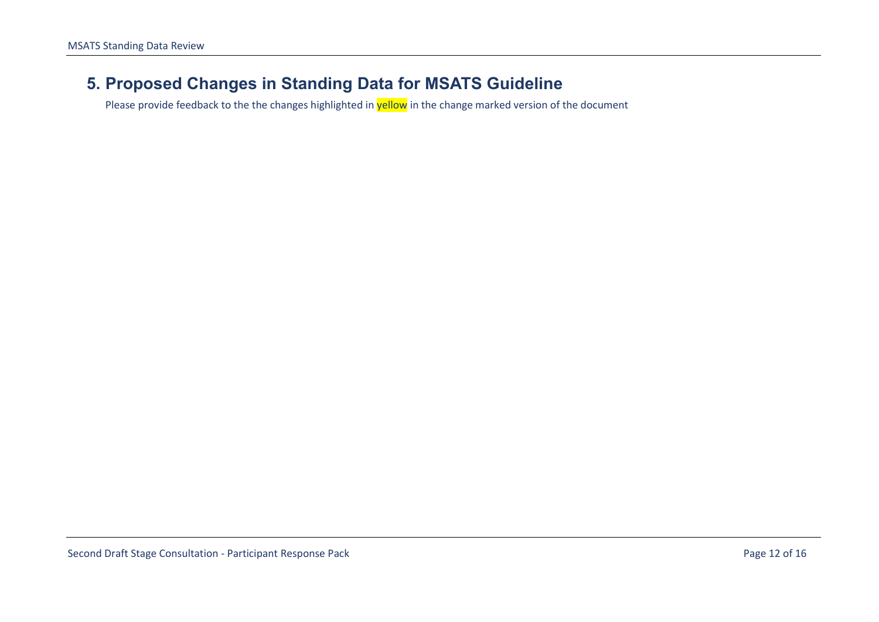## 5. Proposed Changes in Standing Data for MSATS Guideline

Please provide feedback to the the changes highlighted in yellow in the change marked version of the document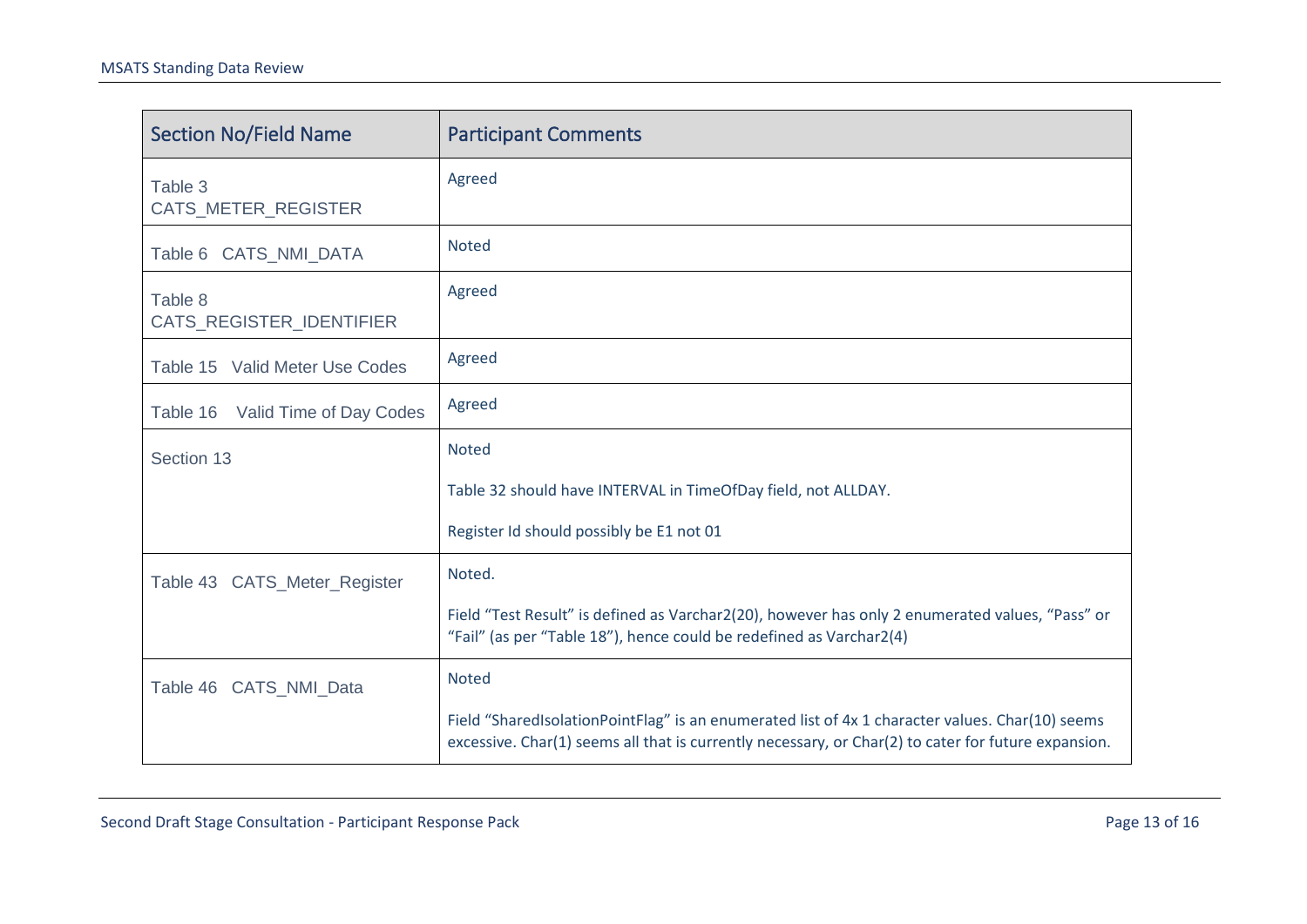| Section No/Field Name | Participant Comments |
| --- | --- |
| Table 3 CATS_METER_REGISTER | Agreed |
| Table 6 CATS_NMI_DATA | Noted |
| Table 8 CATS_REGISTER_IDENTIFIER | Agreed |
| Table 15 Valid Meter Use Codes | Agreed |
| Table 16 Valid Time of Day Codes | Agreed |
| Section 13 | Noted<br><br>Table 32 should have INTERVAL in TimeOfDay field, not ALLDAY.<br><br>Register Id should possibly be E1 not 01 |
| Table 43 CATS_Meter_Register | Noted.<br><br>Field “Test Result” is defined as Varchar2(20), however has only 2 enumerated values, “Pass” or “Fail” (as per “Table 18”), hence could be redefined as Varchar2(4) |
| Table 46 CATS_NMI_Data | Noted<br><br>Field “SharedIsolationPointFlag” is an enumerated list of 4x 1 character values. Char(10) seems excessive. Char(1) seems all that is currently necessary, or Char(2) to cater for future expansion. |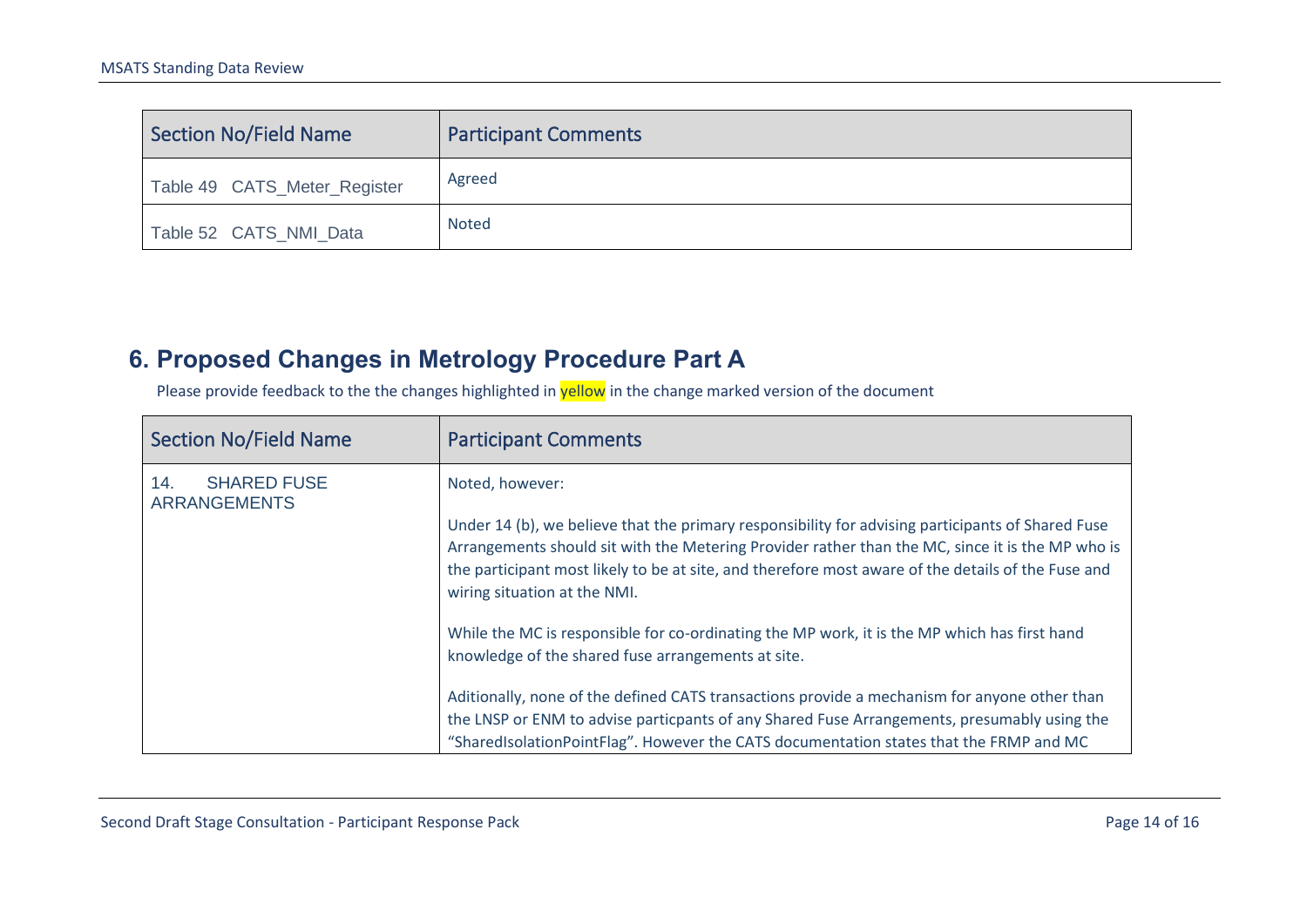| Section No/Field Name | Participant Comments |
| --- | --- |
| Table 49 CATS_Meter_Register | Agreed |
| Table 52 CATS_NMI_Data | Noted |

## 6. Proposed Changes in Metrology Procedure Part A

Please provide feedback to the the changes highlighted in yellow in the change marked version of the document

| Section No/Field Name | Participant Comments |
| --- | --- |
| 14. SHARED FUSE ARRANGEMENTS | Noted, however:<br><br>Under 14 (b), we believe that the primary responsibility for advising participants of Shared Fuse Arrangements should sit with the Metering Provider rather than the MC, since it is the MP who is the participant most likely to be at site, and therefore most aware of the details of the Fuse and wiring situation at the NMI.<br><br>While the MC is responsible for co-ordinating the MP work, it is the MP which has first hand knowledge of the shared fuse arrangements at site.<br><br>Aditionally, none of the defined CATS transactions provide a mechanism for anyone other than the LNSP or ENM to advise particpants of any Shared Fuse Arrangements, presumably using the "SharedIsolationPointFlag". However the CATS documentation states that the FRMP and MC |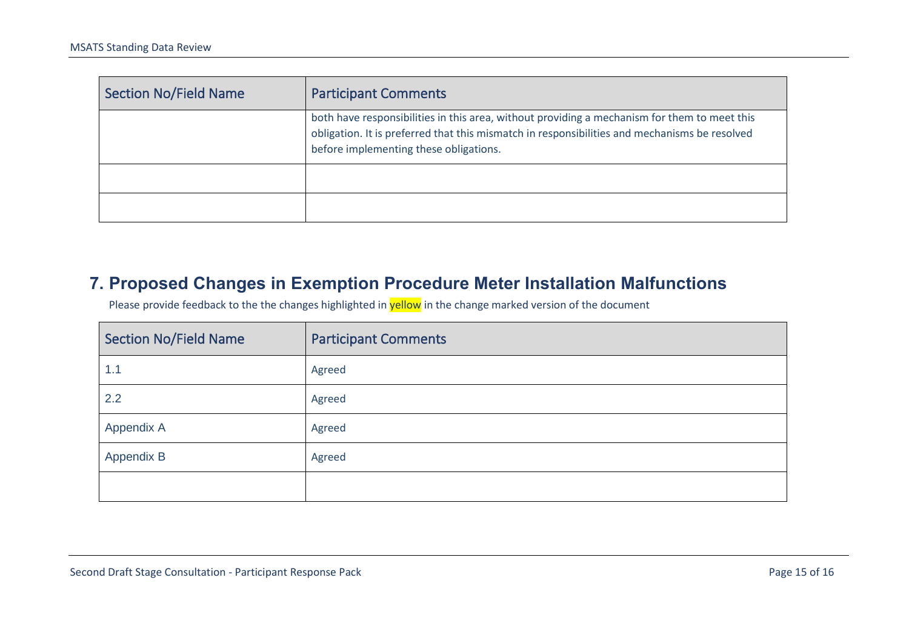| Section No/Field Name | Participant Comments |
|---|---|
| | both have responsibilities in this area, without providing a mechanism for them to meet this obligation. It is preferred that this mismatch in responsibilities and mechanisms be resolved before implementing these obligations. |
| | |
| | |

## 7. Proposed Changes in Exemption Procedure Meter Installation Malfunctions

Please provide feedback to the the changes highlighted in yellow in the change marked version of the document

| Section No/Field Name | Participant Comments |
|---|---|
| 1.1 | Agreed |
| 2.2 | Agreed |
| Appendix A | Agreed |
| Appendix B | Agreed |
| | |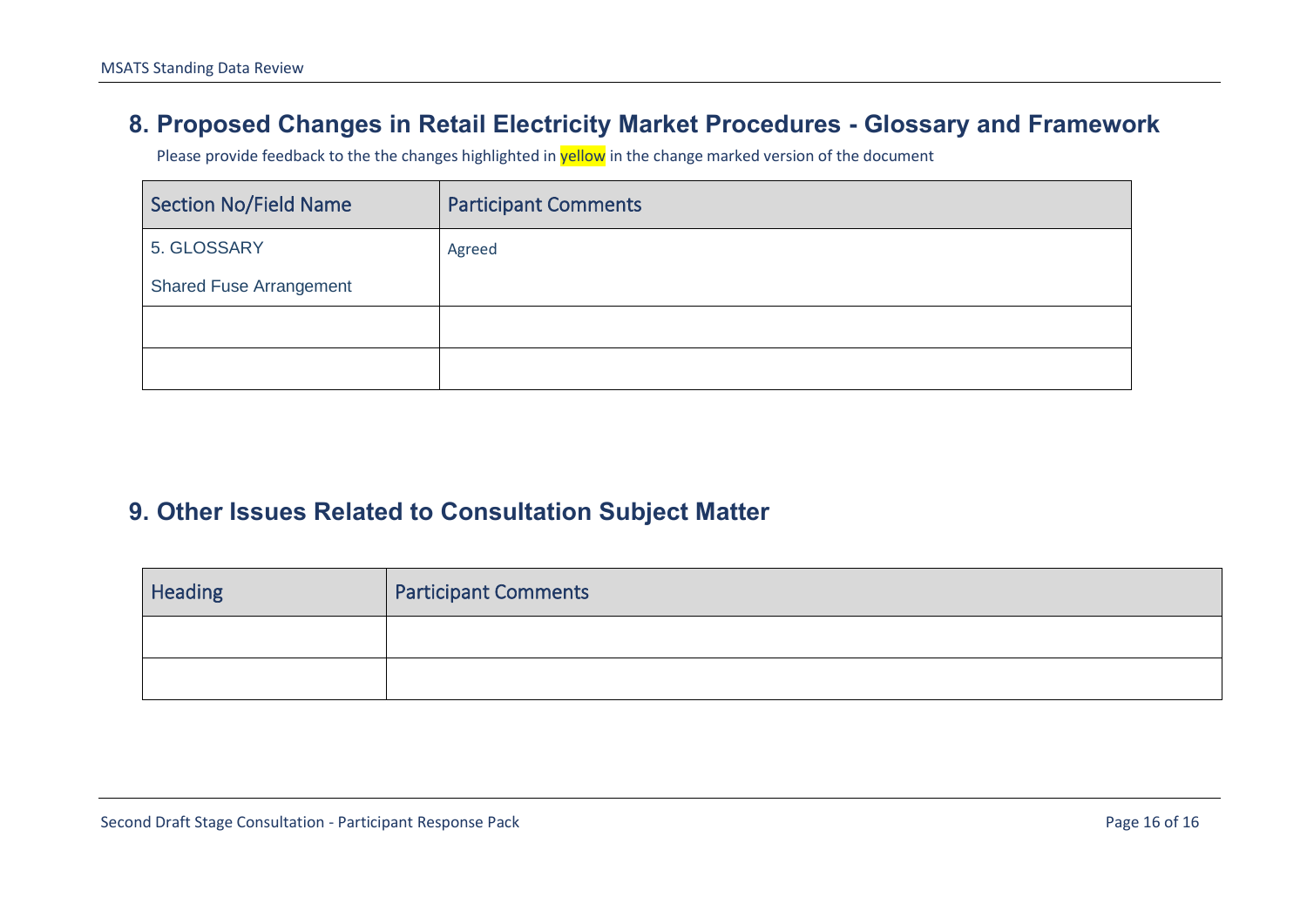## 8. Proposed Changes in Retail Electricity Market Procedures - Glossary and Framework

Please provide feedback to the the changes highlighted in yellow in the change marked version of the document

| Section No/Field Name | Participant Comments |
|---|---|
| 5. GLOSSARY<br><br>Shared Fuse Arrangement | Agreed |
| | |
| | |

## 9. Other Issues Related to Consultation Subject Matter

| Heading | Participant Comments |
|---|---|
| | |
| | |